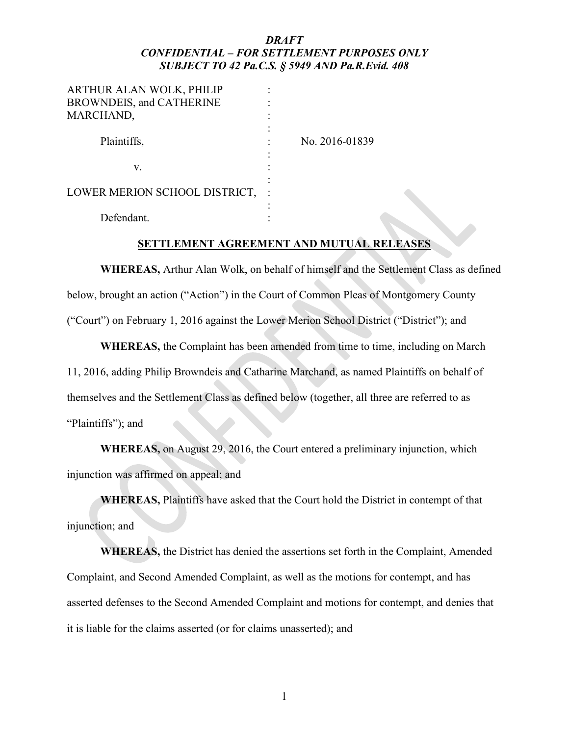***DRAFT***
***CONFIDENTIAL – FOR SETTLEMENT PURPOSES ONLY***
***SUBJECT TO 42 Pa.C.S. § 5949 AND Pa.R.Evid. 408***

| | | |
|---|---|---|
| ARTHUR ALAN WOLK, PHILIP BROWNDEIS, and CATHERINE MARCHAND, | : | |
| Plaintiffs, | : | No. 2016-01839 |
| v. | : | |
| LOWER MERION SCHOOL DISTRICT, | : | |
| Defendant. | : | |

**SETTLEMENT AGREEMENT AND MUTUAL RELEASES**

**WHEREAS,** Arthur Alan Wolk, on behalf of himself and the Settlement Class as defined below, brought an action ("Action") in the Court of Common Pleas of Montgomery County ("Court") on February 1, 2016 against the Lower Merion School District ("District"); and

**WHEREAS,** the Complaint has been amended from time to time, including on March 11, 2016, adding Philip Browndeis and Catharine Marchand, as named Plaintiffs on behalf of themselves and the Settlement Class as defined below (together, all three are referred to as "Plaintiffs"); and

**WHEREAS,** on August 29, 2016, the Court entered a preliminary injunction, which injunction was affirmed on appeal; and

**WHEREAS,** Plaintiffs have asked that the Court hold the District in contempt of that injunction; and

**WHEREAS,** the District has denied the assertions set forth in the Complaint, Amended Complaint, and Second Amended Complaint, as well as the motions for contempt, and has asserted defenses to the Second Amended Complaint and motions for contempt, and denies that it is liable for the claims asserted (or for claims unasserted); and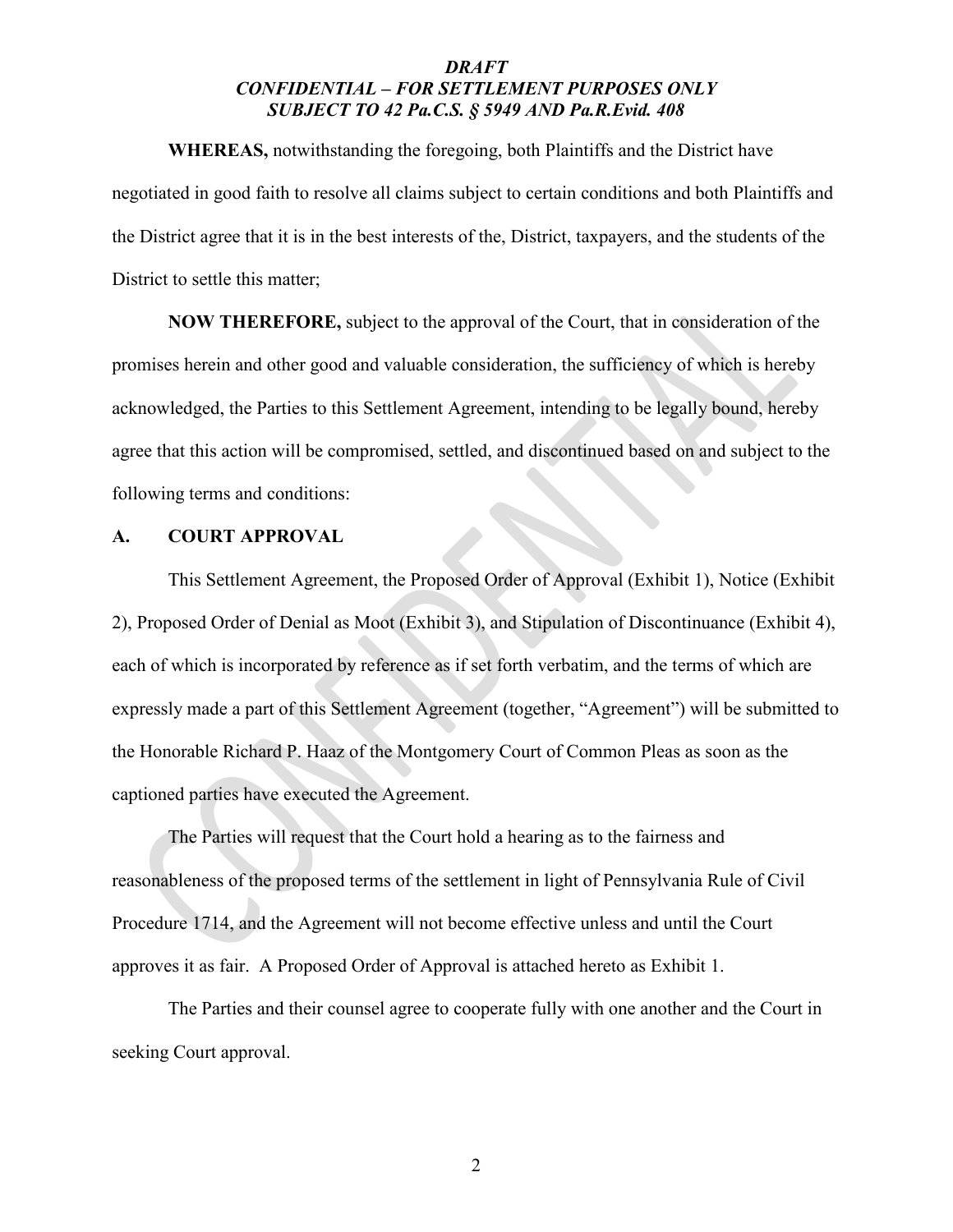*DRAFT*
*CONFIDENTIAL – FOR SETTLEMENT PURPOSES ONLY*
*SUBJECT TO 42 Pa.C.S. § 5949 AND Pa.R.Evid. 408*

**WHEREAS,** notwithstanding the foregoing, both Plaintiffs and the District have negotiated in good faith to resolve all claims subject to certain conditions and both Plaintiffs and the District agree that it is in the best interests of the, District, taxpayers, and the students of the District to settle this matter;

**NOW THEREFORE,** subject to the approval of the Court, that in consideration of the promises herein and other good and valuable consideration, the sufficiency of which is hereby acknowledged, the Parties to this Settlement Agreement, intending to be legally bound, hereby agree that this action will be compromised, settled, and discontinued based on and subject to the following terms and conditions:

## A. COURT APPROVAL

This Settlement Agreement, the Proposed Order of Approval (Exhibit 1), Notice (Exhibit 2), Proposed Order of Denial as Moot (Exhibit 3), and Stipulation of Discontinuance (Exhibit 4), each of which is incorporated by reference as if set forth verbatim, and the terms of which are expressly made a part of this Settlement Agreement (together, "Agreement") will be submitted to the Honorable Richard P. Haaz of the Montgomery Court of Common Pleas as soon as the captioned parties have executed the Agreement.

The Parties will request that the Court hold a hearing as to the fairness and reasonableness of the proposed terms of the settlement in light of Pennsylvania Rule of Civil Procedure 1714, and the Agreement will not become effective unless and until the Court approves it as fair. A Proposed Order of Approval is attached hereto as Exhibit 1.

The Parties and their counsel agree to cooperate fully with one another and the Court in seeking Court approval.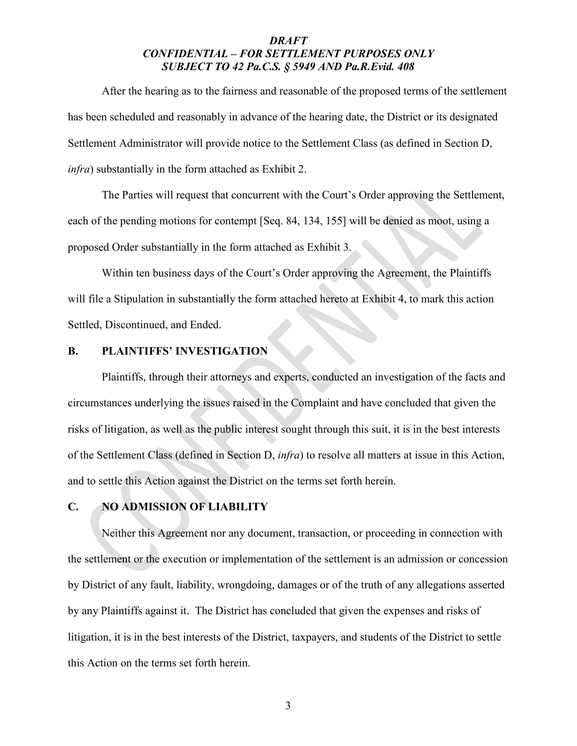After the hearing as to the fairness and reasonable of the proposed terms of the settlement has been scheduled and reasonably in advance of the hearing date, the District or its designated Settlement Administrator will provide notice to the Settlement Class (as defined in Section D, *infra*) substantially in the form attached as Exhibit 2.

The Parties will request that concurrent with the Court's Order approving the Settlement, each of the pending motions for contempt [Seq. 84, 134, 155] will be denied as moot, using a proposed Order substantially in the form attached as Exhibit 3.

Within ten business days of the Court's Order approving the Agreement, the Plaintiffs will file a Stipulation in substantially the form attached hereto at Exhibit 4, to mark this action Settled, Discontinued, and Ended.

## B. PLAINTIFFS' INVESTIGATION

Plaintiffs, through their attorneys and experts, conducted an investigation of the facts and circumstances underlying the issues raised in the Complaint and have concluded that given the risks of litigation, as well as the public interest sought through this suit, it is in the best interests of the Settlement Class (defined in Section D, *infra*) to resolve all matters at issue in this Action, and to settle this Action against the District on the terms set forth herein.

## C. NO ADMISSION OF LIABILITY

Neither this Agreement nor any document, transaction, or proceeding in connection with the settlement or the execution or implementation of the settlement is an admission or concession by District of any fault, liability, wrongdoing, damages or of the truth of any allegations asserted by any Plaintiffs against it. The District has concluded that given the expenses and risks of litigation, it is in the best interests of the District, taxpayers, and students of the District to settle this Action on the terms set forth herein.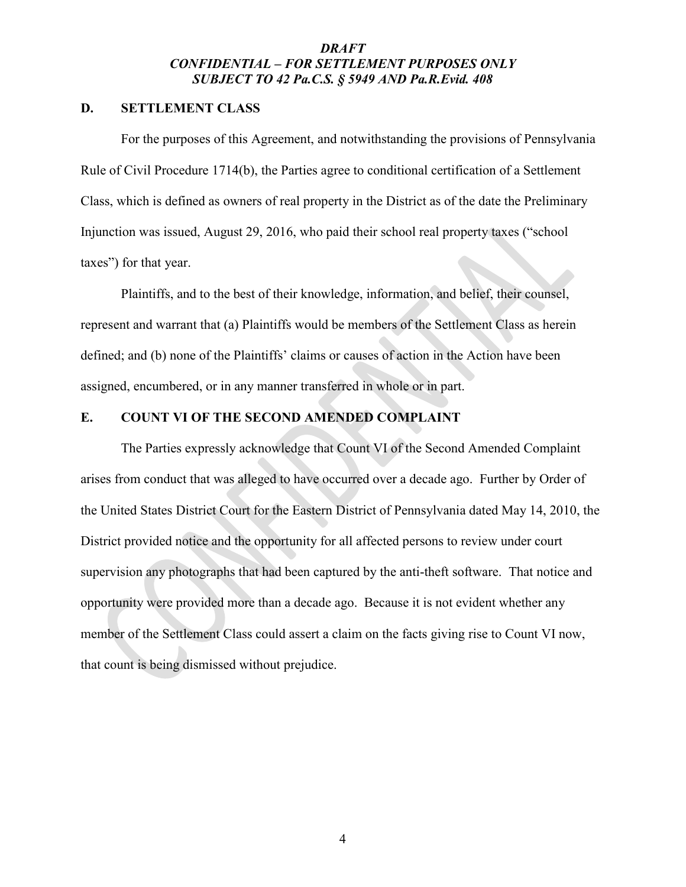*DRAFT*
*CONFIDENTIAL – FOR SETTLEMENT PURPOSES ONLY*
*SUBJECT TO 42 Pa.C.S. § 5949 AND Pa.R.Evid. 408*

## D. SETTLEMENT CLASS

For the purposes of this Agreement, and notwithstanding the provisions of Pennsylvania Rule of Civil Procedure 1714(b), the Parties agree to conditional certification of a Settlement Class, which is defined as owners of real property in the District as of the date the Preliminary Injunction was issued, August 29, 2016, who paid their school real property taxes ("school taxes") for that year.

Plaintiffs, and to the best of their knowledge, information, and belief, their counsel, represent and warrant that (a) Plaintiffs would be members of the Settlement Class as herein defined; and (b) none of the Plaintiffs' claims or causes of action in the Action have been assigned, encumbered, or in any manner transferred in whole or in part.

## E. COUNT VI OF THE SECOND AMENDED COMPLAINT

The Parties expressly acknowledge that Count VI of the Second Amended Complaint arises from conduct that was alleged to have occurred over a decade ago. Further by Order of the United States District Court for the Eastern District of Pennsylvania dated May 14, 2010, the District provided notice and the opportunity for all affected persons to review under court supervision any photographs that had been captured by the anti-theft software. That notice and opportunity were provided more than a decade ago. Because it is not evident whether any member of the Settlement Class could assert a claim on the facts giving rise to Count VI now, that count is being dismissed without prejudice.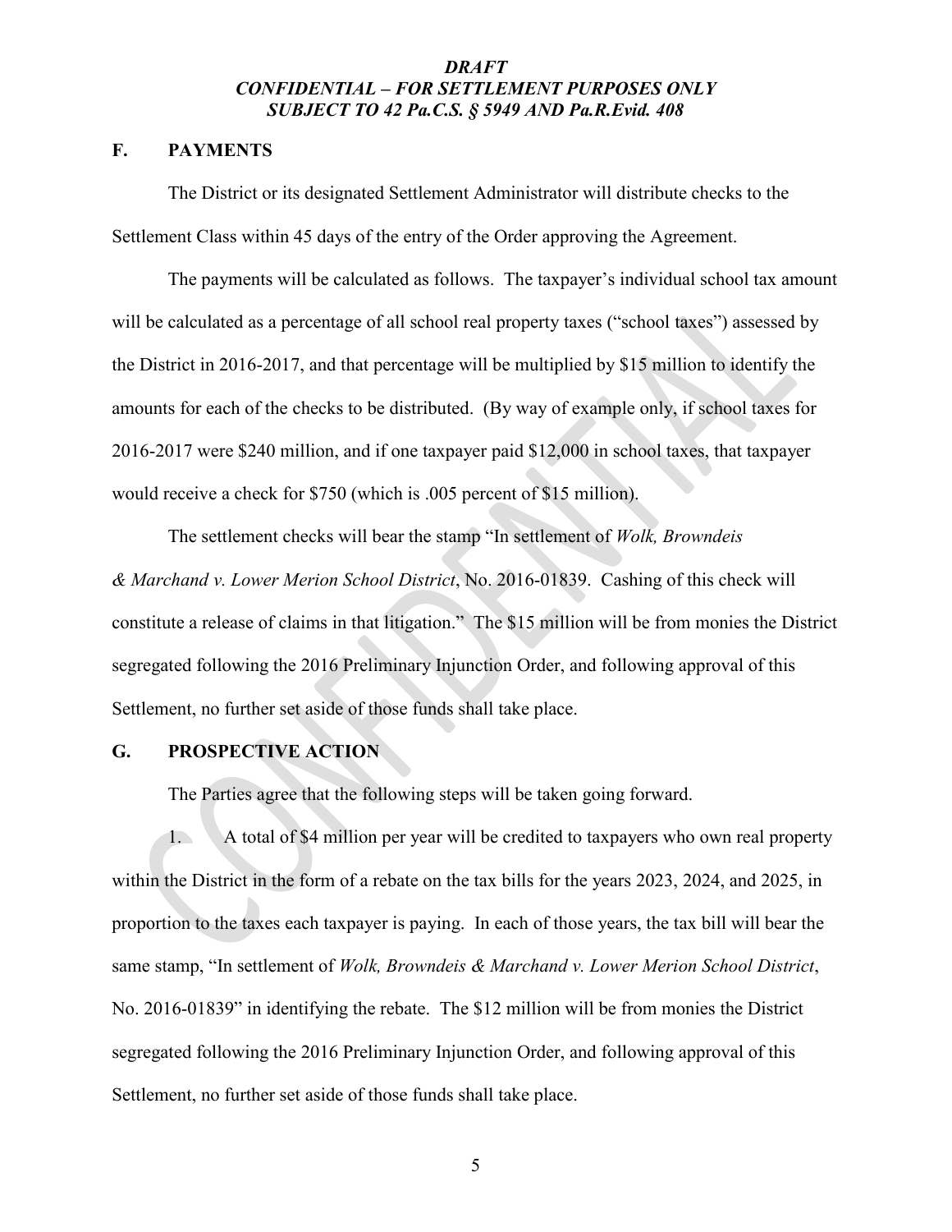***DRAFT***
***CONFIDENTIAL – FOR SETTLEMENT PURPOSES ONLY***
***SUBJECT TO 42 Pa.C.S. § 5949 AND Pa.R.Evid. 408***

## F. PAYMENTS

The District or its designated Settlement Administrator will distribute checks to the Settlement Class within 45 days of the entry of the Order approving the Agreement.

The payments will be calculated as follows. The taxpayer's individual school tax amount will be calculated as a percentage of all school real property taxes ("school taxes") assessed by the District in 2016-2017, and that percentage will be multiplied by $15 million to identify the amounts for each of the checks to be distributed. (By way of example only, if school taxes for 2016-2017 were $240 million, and if one taxpayer paid $12,000 in school taxes, that taxpayer would receive a check for $750 (which is .005 percent of $15 million).

The settlement checks will bear the stamp "In settlement of *Wolk, Browndeis & Marchand v. Lower Merion School District*, No. 2016-01839. Cashing of this check will constitute a release of claims in that litigation." The $15 million will be from monies the District segregated following the 2016 Preliminary Injunction Order, and following approval of this Settlement, no further set aside of those funds shall take place.

## G. PROSPECTIVE ACTION

The Parties agree that the following steps will be taken going forward.

1. A total of $4 million per year will be credited to taxpayers who own real property within the District in the form of a rebate on the tax bills for the years 2023, 2024, and 2025, in proportion to the taxes each taxpayer is paying. In each of those years, the tax bill will bear the same stamp, "In settlement of *Wolk, Browndeis & Marchand v. Lower Merion School District*, No. 2016-01839" in identifying the rebate. The $12 million will be from monies the District segregated following the 2016 Preliminary Injunction Order, and following approval of this Settlement, no further set aside of those funds shall take place.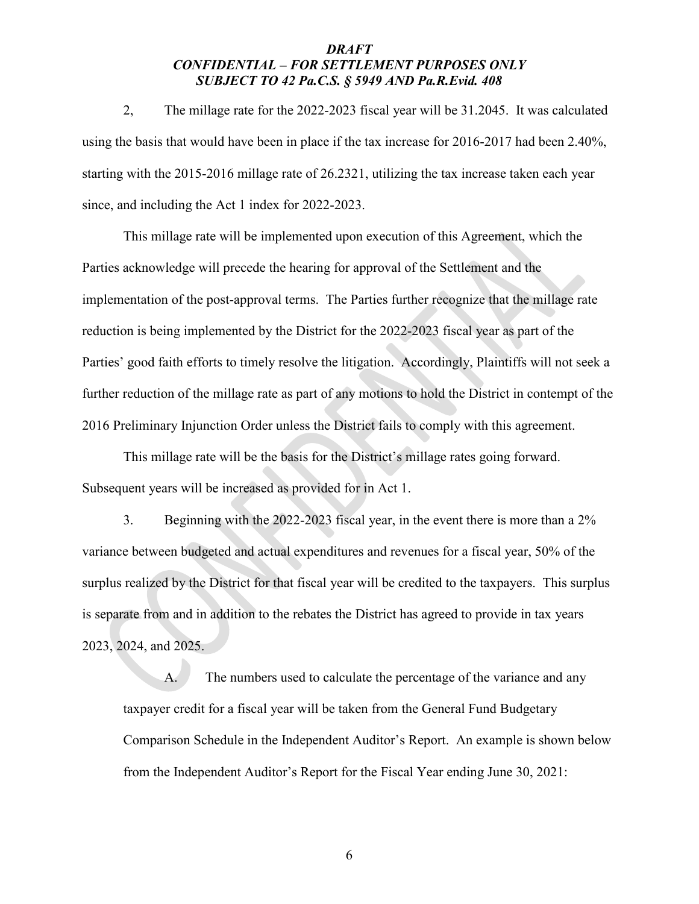***DRAFT***
***CONFIDENTIAL – FOR SETTLEMENT PURPOSES ONLY***
***SUBJECT TO 42 Pa.C.S. § 5949 AND Pa.R.Evid. 408***

2, The millage rate for the 2022-2023 fiscal year will be 31.2045. It was calculated using the basis that would have been in place if the tax increase for 2016-2017 had been 2.40%, starting with the 2015-2016 millage rate of 26.2321, utilizing the tax increase taken each year since, and including the Act 1 index for 2022-2023.

This millage rate will be implemented upon execution of this Agreement, which the Parties acknowledge will precede the hearing for approval of the Settlement and the implementation of the post-approval terms. The Parties further recognize that the millage rate reduction is being implemented by the District for the 2022-2023 fiscal year as part of the Parties' good faith efforts to timely resolve the litigation. Accordingly, Plaintiffs will not seek a further reduction of the millage rate as part of any motions to hold the District in contempt of the 2016 Preliminary Injunction Order unless the District fails to comply with this agreement.

This millage rate will be the basis for the District's millage rates going forward. Subsequent years will be increased as provided for in Act 1.

3. Beginning with the 2022-2023 fiscal year, in the event there is more than a 2% variance between budgeted and actual expenditures and revenues for a fiscal year, 50% of the surplus realized by the District for that fiscal year will be credited to the taxpayers. This surplus is separate from and in addition to the rebates the District has agreed to provide in tax years 2023, 2024, and 2025.

A. The numbers used to calculate the percentage of the variance and any taxpayer credit for a fiscal year will be taken from the General Fund Budgetary Comparison Schedule in the Independent Auditor's Report. An example is shown below from the Independent Auditor's Report for the Fiscal Year ending June 30, 2021: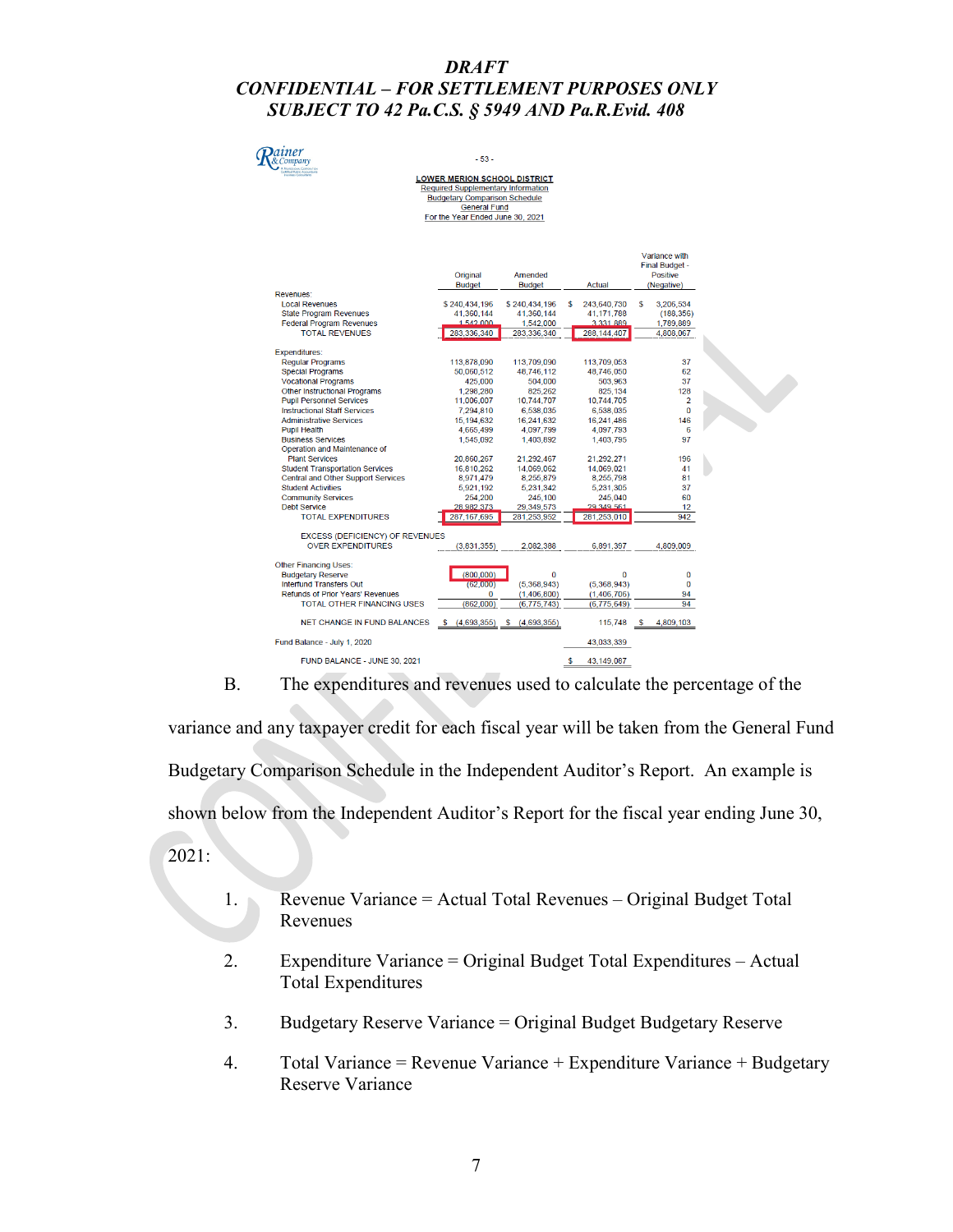***DRAFT***

***CONFIDENTIAL – FOR SETTLEMENT PURPOSES ONLY***

***SUBJECT TO 42 Pa.C.S. § 5949 AND Pa.R.Evid. 408***

Rainer & Company

- 53 -

LOWER MERION SCHOOL DISTRICT
Required Supplementary Information
Budgetary Comparison Schedule
General Fund
For the Year Ended June 30, 2021

| | Original Budget | Amended Budget | Actual | Variance with Final Budget - Positive (Negative) |
|---|---|---|---|---|
| Revenues: | | | | |
| Local Revenues | $ 240,434,196 | $ 240,434,196 | $ 243,640,730 | $ 3,206,534 |
| State Program Revenues | 41,360,144 | 41,360,144 | 41,171,788 | (188,356) |
| Federal Program Revenues | 1,542,000 | 1,542,000 | 3,331,889 | 1,789,889 |
| TOTAL REVENUES | 283,336,340 | 283,336,340 | 288,144,407 | 4,808,067 |
| Expenditures: | | | | |
| Regular Programs | 113,878,090 | 113,709,090 | 113,709,053 | 37 |
| Special Programs | 50,060,512 | 48,746,112 | 48,746,050 | 62 |
| Vocational Programs | 425,000 | 504,000 | 503,963 | 37 |
| Other Instructional Programs | 1,298,280 | 825,262 | 825,134 | 128 |
| Pupil Personnel Services | 11,006,007 | 10,744,707 | 10,744,705 | 2 |
| Instructional Staff Services | 7,294,810 | 6,538,035 | 6,538,035 | 0 |
| Administrative Services | 15,194,632 | 16,241,632 | 16,241,486 | 146 |
| Pupil Health | 4,665,499 | 4,097,799 | 4,097,793 | 6 |
| Business Services | 1,545,092 | 1,403,892 | 1,403,795 | 97 |
| Operation and Maintenance of Plant Services | 20,860,267 | 21,292,467 | 21,292,271 | 196 |
| Student Transportation Services | 16,810,262 | 14,069,062 | 14,069,021 | 41 |
| Central and Other Support Services | 8,971,479 | 8,255,879 | 8,255,798 | 81 |
| Student Activities | 5,921,192 | 5,231,342 | 5,231,305 | 37 |
| Community Services | 254,200 | 245,100 | 245,040 | 60 |
| Debt Service | 28,982,373 | 29,349,573 | 29,349,561 | 12 |
| TOTAL EXPENDITURES | 287,167,695 | 281,253,952 | 281,253,010 | 942 |
| EXCESS (DEFICIENCY) OF REVENUES OVER EXPENDITURES | (3,831,355) | 2,082,388 | 6,891,397 | 4,809,009 |
| Other Financing Uses: | | | | |
| Budgetary Reserve | (800,000) | 0 | 0 | 0 |
| Interfund Transfers Out | (62,000) | (5,368,943) | (5,368,943) | 0 |
| Refunds of Prior Years' Revenues | 0 | (1,406,800) | (1,406,706) | 94 |
| TOTAL OTHER FINANCING USES | (862,000) | (6,775,743) | (6,775,649) | 94 |
| NET CHANGE IN FUND BALANCES | $ (4,693,355) | $ (4,693,355) | 115,748 | $ 4,809,103 |
| Fund Balance - July 1, 2020 | | | 43,033,339 | |
| FUND BALANCE - JUNE 30, 2021 | | | $ 43,149,087 | |

B. The expenditures and revenues used to calculate the percentage of the variance and any taxpayer credit for each fiscal year will be taken from the General Fund Budgetary Comparison Schedule in the Independent Auditor's Report. An example is shown below from the Independent Auditor's Report for the fiscal year ending June 30, 2021:

1. Revenue Variance = Actual Total Revenues – Original Budget Total Revenues

2. Expenditure Variance = Original Budget Total Expenditures – Actual Total Expenditures

3. Budgetary Reserve Variance = Original Budget Budgetary Reserve

4. Total Variance = Revenue Variance + Expenditure Variance + Budgetary Reserve Variance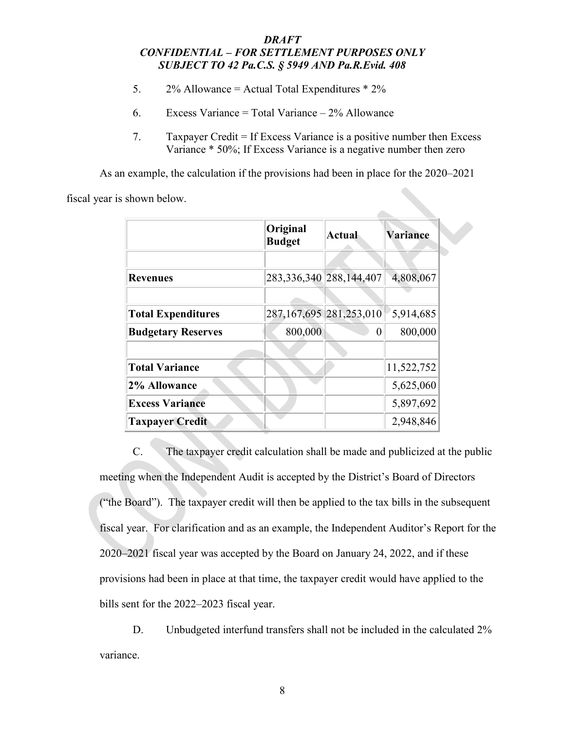***DRAFT***
***CONFIDENTIAL – FOR SETTLEMENT PURPOSES ONLY***
***SUBJECT TO 42 Pa.C.S. § 5949 AND Pa.R.Evid. 408***

5. 2% Allowance = Actual Total Expenditures * 2%

6. Excess Variance = Total Variance – 2% Allowance

7. Taxpayer Credit = If Excess Variance is a positive number then Excess Variance * 50%; If Excess Variance is a negative number then zero

As an example, the calculation if the provisions had been in place for the 2020–2021 fiscal year is shown below.

| | Original Budget | Actual | Variance |
|---|---|---|---|
| | | | |
| **Revenues** | 283,336,340 | 288,144,407 | 4,808,067 |
| | | | |
| **Total Expenditures** | 287,167,695 | 281,253,010 | 5,914,685 |
| **Budgetary Reserves** | 800,000 | 0 | 800,000 |
| | | | |
| **Total Variance** | | | 11,522,752 |
| **2% Allowance** | | | 5,625,060 |
| **Excess Variance** | | | 5,897,692 |
| **Taxpayer Credit** | | | 2,948,846 |

C. The taxpayer credit calculation shall be made and publicized at the public meeting when the Independent Audit is accepted by the District's Board of Directors ("the Board"). The taxpayer credit will then be applied to the tax bills in the subsequent fiscal year. For clarification and as an example, the Independent Auditor's Report for the 2020–2021 fiscal year was accepted by the Board on January 24, 2022, and if these provisions had been in place at that time, the taxpayer credit would have applied to the bills sent for the 2022–2023 fiscal year.

D. Unbudgeted interfund transfers shall not be included in the calculated 2% variance.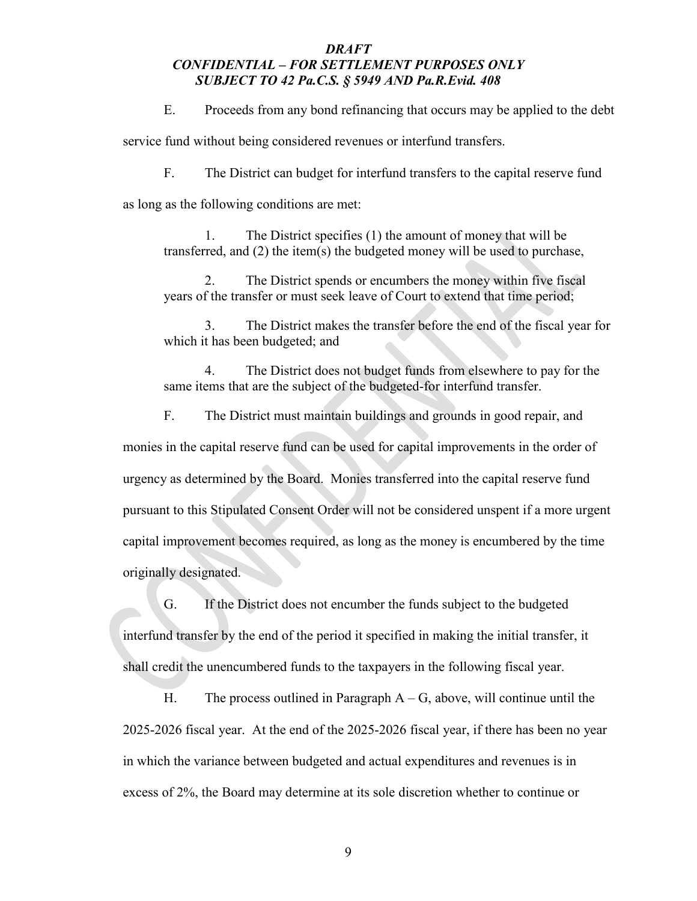E. Proceeds from any bond refinancing that occurs may be applied to the debt service fund without being considered revenues or interfund transfers.

F. The District can budget for interfund transfers to the capital reserve fund as long as the following conditions are met:

> 1. The District specifies (1) the amount of money that will be transferred, and (2) the item(s) the budgeted money will be used to purchase,
>
> 2. The District spends or encumbers the money within five fiscal years of the transfer or must seek leave of Court to extend that time period;
>
> 3. The District makes the transfer before the end of the fiscal year for which it has been budgeted; and
>
> 4. The District does not budget funds from elsewhere to pay for the same items that are the subject of the budgeted-for interfund transfer.

F. The District must maintain buildings and grounds in good repair, and monies in the capital reserve fund can be used for capital improvements in the order of urgency as determined by the Board. Monies transferred into the capital reserve fund pursuant to this Stipulated Consent Order will not be considered unspent if a more urgent capital improvement becomes required, as long as the money is encumbered by the time originally designated.

G. If the District does not encumber the funds subject to the budgeted interfund transfer by the end of the period it specified in making the initial transfer, it shall credit the unencumbered funds to the taxpayers in the following fiscal year.

H. The process outlined in Paragraph A – G, above, will continue until the 2025-2026 fiscal year. At the end of the 2025-2026 fiscal year, if there has been no year in which the variance between budgeted and actual expenditures and revenues is in excess of 2%, the Board may determine at its sole discretion whether to continue or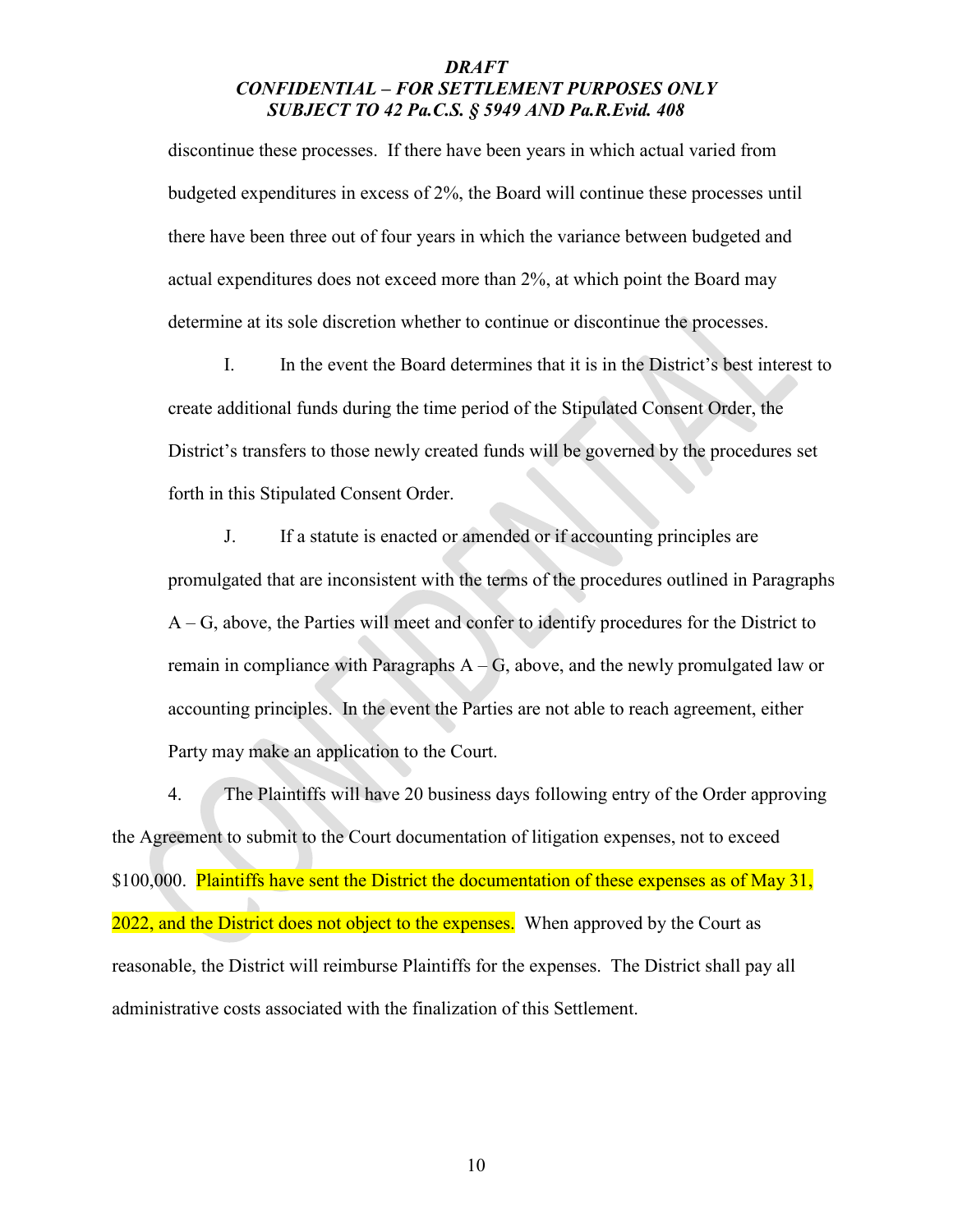*DRAFT*
*CONFIDENTIAL – FOR SETTLEMENT PURPOSES ONLY*
*SUBJECT TO 42 Pa.C.S. § 5949 AND Pa.R.Evid. 408*

discontinue these processes. If there have been years in which actual varied from budgeted expenditures in excess of 2%, the Board will continue these processes until there have been three out of four years in which the variance between budgeted and actual expenditures does not exceed more than 2%, at which point the Board may determine at its sole discretion whether to continue or discontinue the processes.

I. In the event the Board determines that it is in the District's best interest to create additional funds during the time period of the Stipulated Consent Order, the District's transfers to those newly created funds will be governed by the procedures set forth in this Stipulated Consent Order.

J. If a statute is enacted or amended or if accounting principles are promulgated that are inconsistent with the terms of the procedures outlined in Paragraphs A – G, above, the Parties will meet and confer to identify procedures for the District to remain in compliance with Paragraphs A – G, above, and the newly promulgated law or accounting principles. In the event the Parties are not able to reach agreement, either Party may make an application to the Court.

4. The Plaintiffs will have 20 business days following entry of the Order approving the Agreement to submit to the Court documentation of litigation expenses, not to exceed $100,000. Plaintiffs have sent the District the documentation of these expenses as of May 31, 2022, and the District does not object to the expenses. When approved by the Court as reasonable, the District will reimburse Plaintiffs for the expenses. The District shall pay all administrative costs associated with the finalization of this Settlement.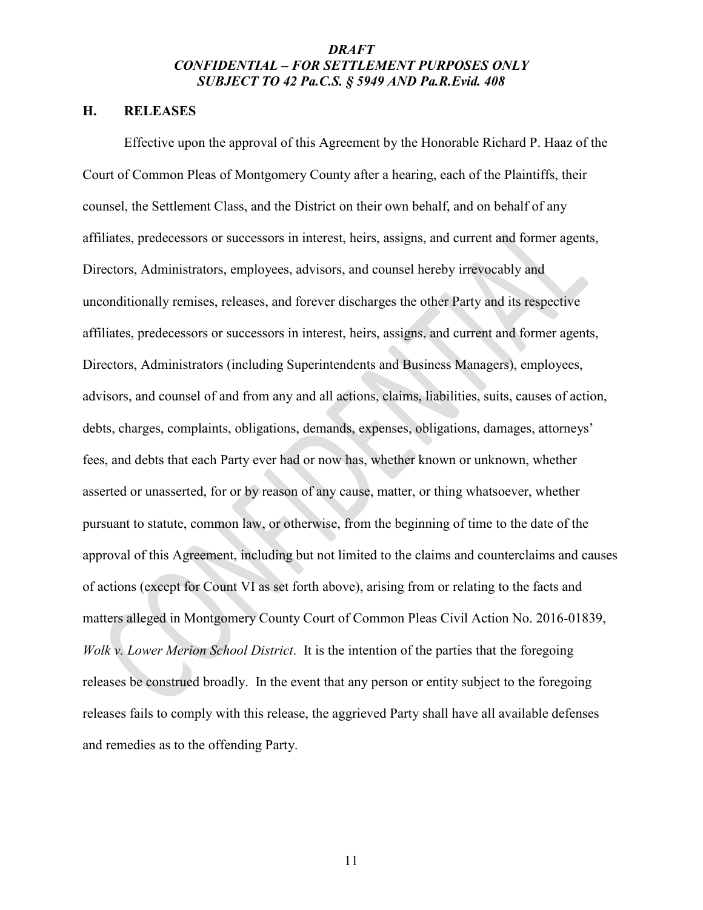***DRAFT***
***CONFIDENTIAL – FOR SETTLEMENT PURPOSES ONLY***
***SUBJECT TO 42 Pa.C.S. § 5949 AND Pa.R.Evid. 408***

## H. RELEASES

Effective upon the approval of this Agreement by the Honorable Richard P. Haaz of the Court of Common Pleas of Montgomery County after a hearing, each of the Plaintiffs, their counsel, the Settlement Class, and the District on their own behalf, and on behalf of any affiliates, predecessors or successors in interest, heirs, assigns, and current and former agents, Directors, Administrators, employees, advisors, and counsel hereby irrevocably and unconditionally remises, releases, and forever discharges the other Party and its respective affiliates, predecessors or successors in interest, heirs, assigns, and current and former agents, Directors, Administrators (including Superintendents and Business Managers), employees, advisors, and counsel of and from any and all actions, claims, liabilities, suits, causes of action, debts, charges, complaints, obligations, demands, expenses, obligations, damages, attorneys' fees, and debts that each Party ever had or now has, whether known or unknown, whether asserted or unasserted, for or by reason of any cause, matter, or thing whatsoever, whether pursuant to statute, common law, or otherwise, from the beginning of time to the date of the approval of this Agreement, including but not limited to the claims and counterclaims and causes of actions (except for Count VI as set forth above), arising from or relating to the facts and matters alleged in Montgomery County Court of Common Pleas Civil Action No. 2016-01839, *Wolk v. Lower Merion School District*. It is the intention of the parties that the foregoing releases be construed broadly. In the event that any person or entity subject to the foregoing releases fails to comply with this release, the aggrieved Party shall have all available defenses and remedies as to the offending Party.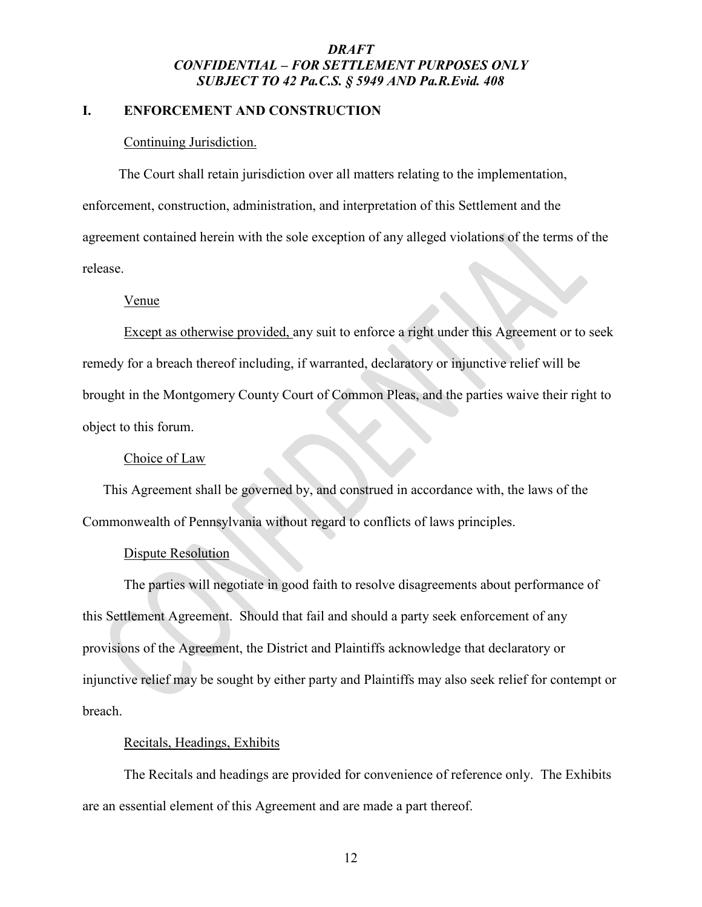***DRAFT***
***CONFIDENTIAL – FOR SETTLEMENT PURPOSES ONLY***
***SUBJECT TO 42 Pa.C.S. § 5949 AND Pa.R.Evid. 408***

## I. ENFORCEMENT AND CONSTRUCTION

Continuing Jurisdiction.

The Court shall retain jurisdiction over all matters relating to the implementation, enforcement, construction, administration, and interpretation of this Settlement and the agreement contained herein with the sole exception of any alleged violations of the terms of the release.

Venue

Except as otherwise provided, any suit to enforce a right under this Agreement or to seek remedy for a breach thereof including, if warranted, declaratory or injunctive relief will be brought in the Montgomery County Court of Common Pleas, and the parties waive their right to object to this forum.

Choice of Law

This Agreement shall be governed by, and construed in accordance with, the laws of the Commonwealth of Pennsylvania without regard to conflicts of laws principles.

Dispute Resolution

The parties will negotiate in good faith to resolve disagreements about performance of this Settlement Agreement. Should that fail and should a party seek enforcement of any provisions of the Agreement, the District and Plaintiffs acknowledge that declaratory or injunctive relief may be sought by either party and Plaintiffs may also seek relief for contempt or breach.

Recitals, Headings, Exhibits

The Recitals and headings are provided for convenience of reference only. The Exhibits are an essential element of this Agreement and are made a part thereof.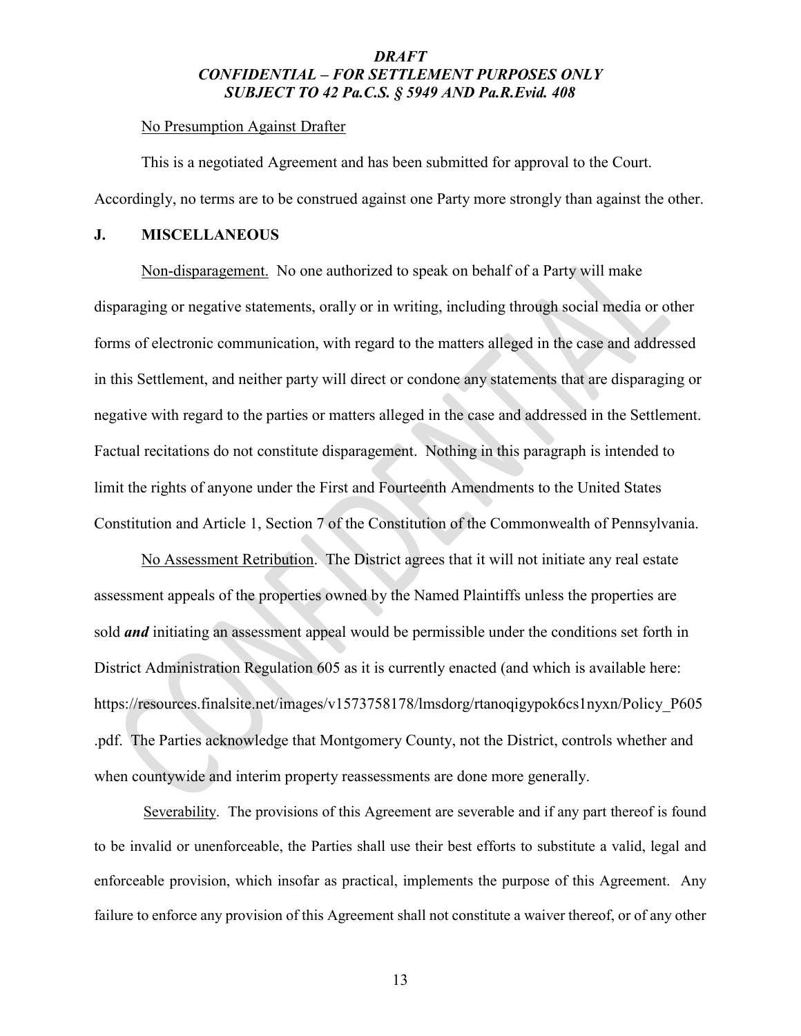No Presumption Against Drafter

This is a negotiated Agreement and has been submitted for approval to the Court. Accordingly, no terms are to be construed against one Party more strongly than against the other.

## J. MISCELLANEOUS

Non-disparagement. No one authorized to speak on behalf of a Party will make disparaging or negative statements, orally or in writing, including through social media or other forms of electronic communication, with regard to the matters alleged in the case and addressed in this Settlement, and neither party will direct or condone any statements that are disparaging or negative with regard to the parties or matters alleged in the case and addressed in the Settlement. Factual recitations do not constitute disparagement. Nothing in this paragraph is intended to limit the rights of anyone under the First and Fourteenth Amendments to the United States Constitution and Article 1, Section 7 of the Constitution of the Commonwealth of Pennsylvania.

No Assessment Retribution. The District agrees that it will not initiate any real estate assessment appeals of the properties owned by the Named Plaintiffs unless the properties are sold ***and*** initiating an assessment appeal would be permissible under the conditions set forth in District Administration Regulation 605 as it is currently enacted (and which is available here: https://resources.finalsite.net/images/v1573758178/lmsdorg/rtanoqigypok6cs1nyxn/Policy_P605.pdf. The Parties acknowledge that Montgomery County, not the District, controls whether and when countywide and interim property reassessments are done more generally.

Severability. The provisions of this Agreement are severable and if any part thereof is found to be invalid or unenforceable, the Parties shall use their best efforts to substitute a valid, legal and enforceable provision, which insofar as practical, implements the purpose of this Agreement. Any failure to enforce any provision of this Agreement shall not constitute a waiver thereof, or of any other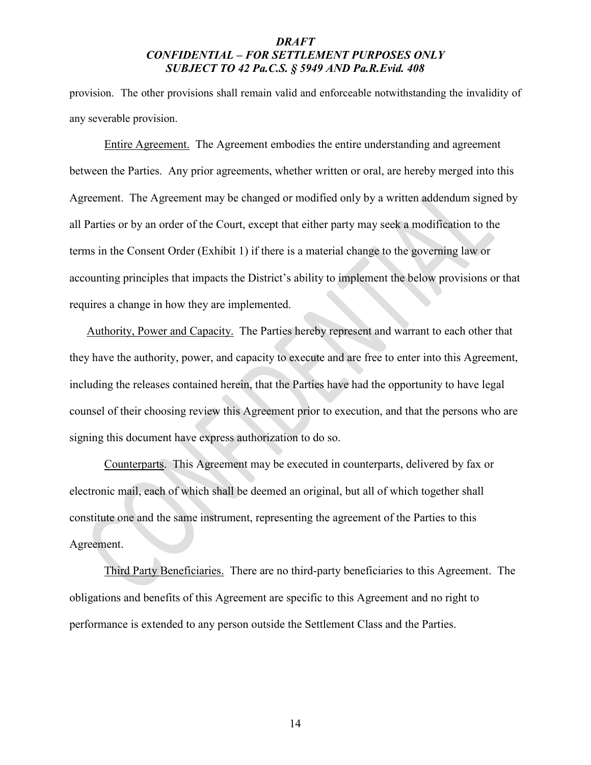provision. The other provisions shall remain valid and enforceable notwithstanding the invalidity of any severable provision.

Entire Agreement. The Agreement embodies the entire understanding and agreement between the Parties. Any prior agreements, whether written or oral, are hereby merged into this Agreement. The Agreement may be changed or modified only by a written addendum signed by all Parties or by an order of the Court, except that either party may seek a modification to the terms in the Consent Order (Exhibit 1) if there is a material change to the governing law or accounting principles that impacts the District's ability to implement the below provisions or that requires a change in how they are implemented.

Authority, Power and Capacity. The Parties hereby represent and warrant to each other that they have the authority, power, and capacity to execute and are free to enter into this Agreement, including the releases contained herein, that the Parties have had the opportunity to have legal counsel of their choosing review this Agreement prior to execution, and that the persons who are signing this document have express authorization to do so.

Counterparts. This Agreement may be executed in counterparts, delivered by fax or electronic mail, each of which shall be deemed an original, but all of which together shall constitute one and the same instrument, representing the agreement of the Parties to this Agreement.

Third Party Beneficiaries. There are no third-party beneficiaries to this Agreement. The obligations and benefits of this Agreement are specific to this Agreement and no right to performance is extended to any person outside the Settlement Class and the Parties.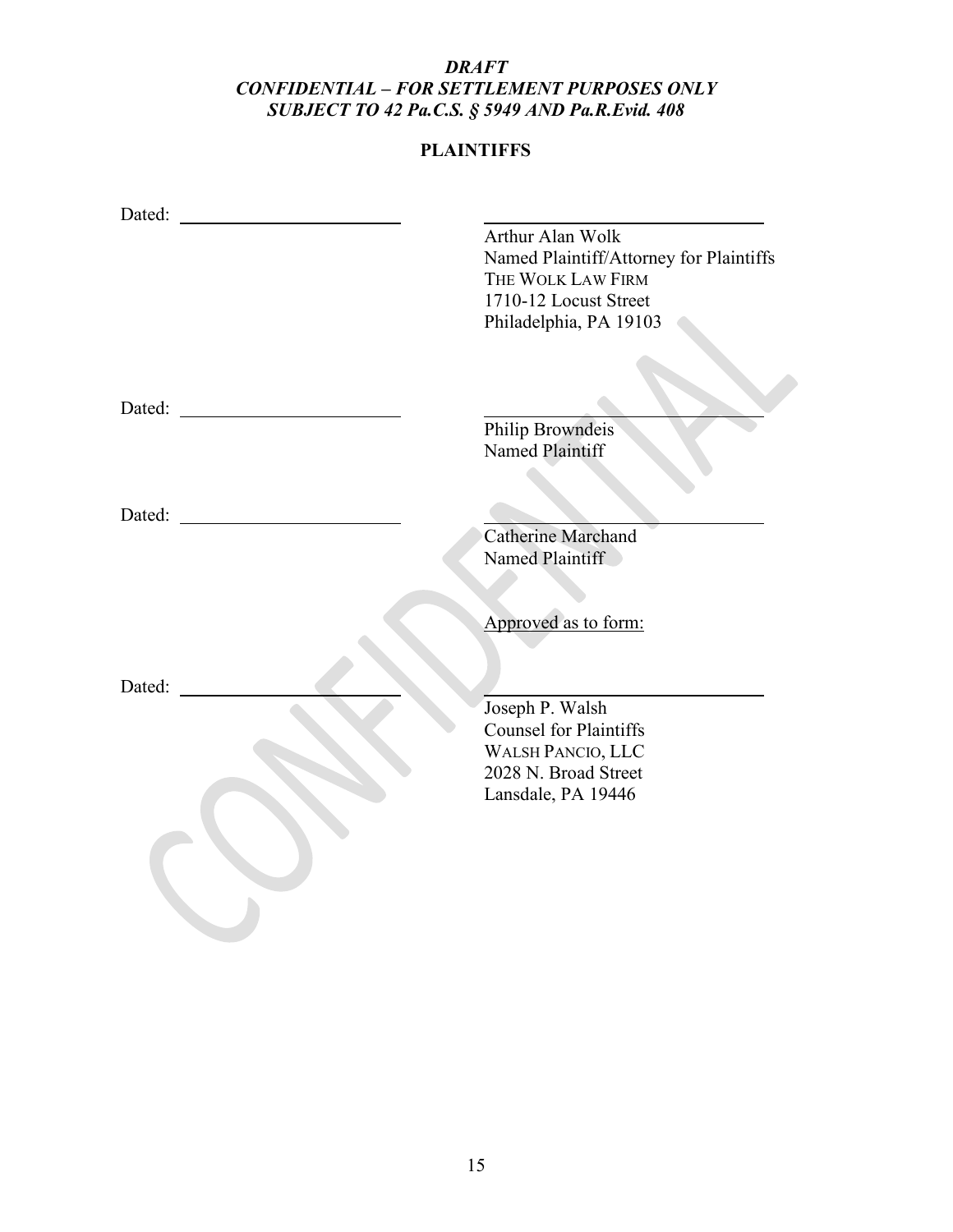***DRAFT***
***CONFIDENTIAL – FOR SETTLEMENT PURPOSES ONLY***
***SUBJECT TO 42 Pa.C.S. § 5949 AND Pa.R.Evid. 408***

**PLAINTIFFS**

Dated: ________________________

________________________________
Arthur Alan Wolk
Named Plaintiff/Attorney for Plaintiffs
THE WOLK LAW FIRM
1710-12 Locust Street
Philadelphia, PA 19103

Dated: ________________________

________________________________
Philip Browndeis
Named Plaintiff

Dated: ________________________

________________________________
Catherine Marchand
Named Plaintiff

Approved as to form:

Dated: ________________________

________________________________
Joseph P. Walsh
Counsel for Plaintiffs
WALSH PANCIO, LLC
2028 N. Broad Street
Lansdale, PA 19446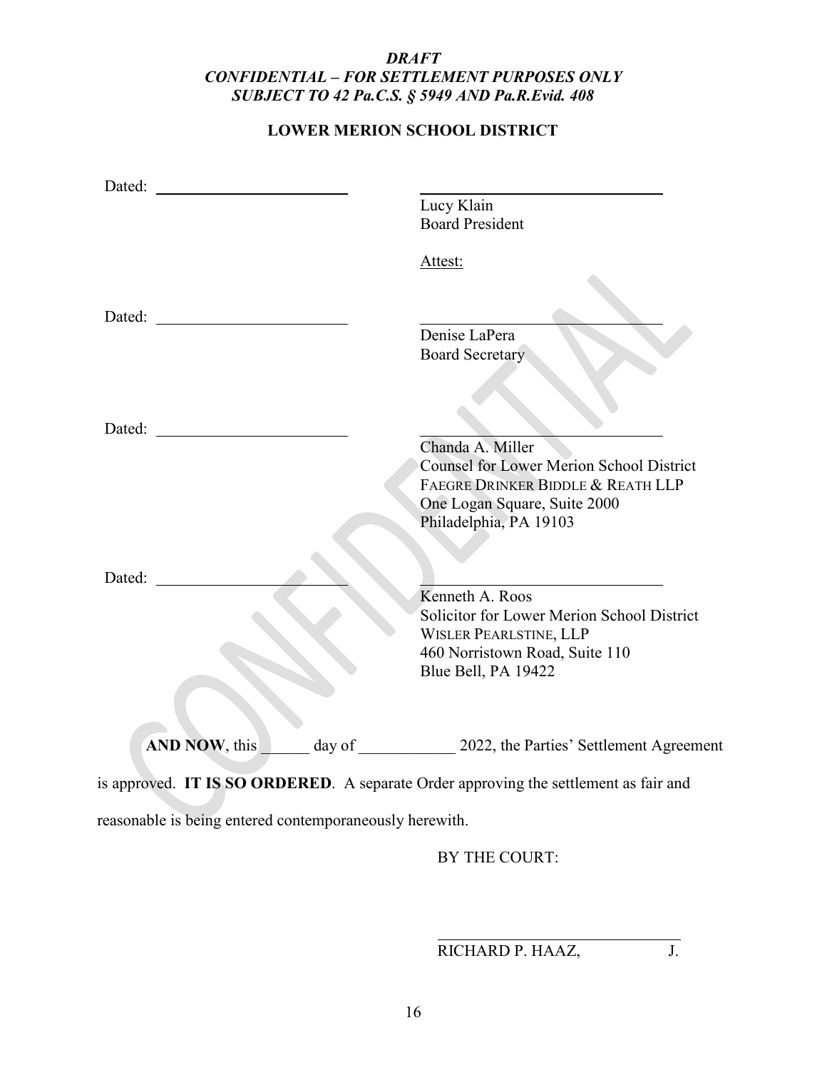***DRAFT***
***CONFIDENTIAL – FOR SETTLEMENT PURPOSES ONLY***
***SUBJECT TO 42 Pa.C.S. § 5949 AND Pa.R.Evid. 408***

**LOWER MERION SCHOOL DISTRICT**

Dated: ______________________

______________________________
Lucy Klain
Board President

Attest:

Dated: ______________________

______________________________
Denise LaPera
Board Secretary

Dated: ______________________

______________________________
Chanda A. Miller
Counsel for Lower Merion School District
FAEGRE DRINKER BIDDLE & REATH LLP
One Logan Square, Suite 2000
Philadelphia, PA 19103

Dated: ______________________

______________________________
Kenneth A. Roos
Solicitor for Lower Merion School District
WISLER PEARLSTINE, LLP
460 Norristown Road, Suite 110
Blue Bell, PA 19422

**AND NOW**, this ______ day of ____________ 2022, the Parties' Settlement Agreement is approved. **IT IS SO ORDERED**. A separate Order approving the settlement as fair and reasonable is being entered contemporaneously herewith.

BY THE COURT:

______________________________
RICHARD P. HAAZ, J.